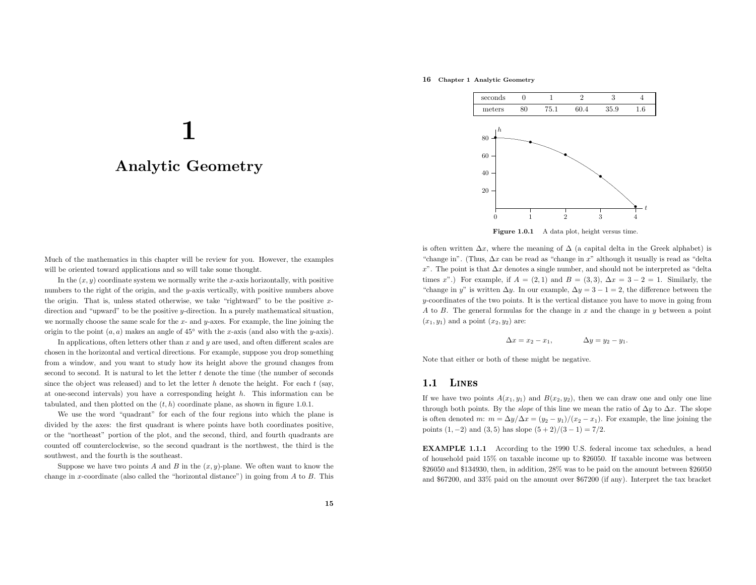# 1

# Analytic Geometry

Much of the mathematics in this chapter will be review for you. However, the examples will be oriented toward applications and so will take some thought.

In the $(x, y)$ coordinate system we normally write the $x$-axis horizontally, with positive numbers to the right of the origin, and the $y$-axis vertically, with positive numbers above the origin. That is, unless stated otherwise, we take "rightward" to be the positive $x$-direction and "upward" to be the positive $y$-direction. In a purely mathematical situation, we normally choose the same scale for the $x$- and $y$-axes. For example, the line joining the origin to the point $(a, a)$ makes an angle of 45° with the $x$-axis (and also with the $y$-axis).

In applications, often letters other than $x$ and $y$ are used, and often different scales are chosen in the horizontal and vertical directions. For example, suppose you drop something from a window, and you want to study how its height above the ground changes from second to second. It is natural to let the letter $t$ denote the time (the number of seconds since the object was released) and to let the letter $h$ denote the height. For each $t$ (say, at one-second intervals) you have a corresponding height $h$. This information can be tabulated, and then plotted on the $(t, h)$ coordinate plane, as shown in figure 1.0.1.

We use the word "quadrant" for each of the four regions into which the plane is divided by the axes: the first quadrant is where points have both coordinates positive, or the "northeast" portion of the plot, and the second, third, and fourth quadrants are counted off counterclockwise, so the second quadrant is the northwest, the third is the southwest, and the fourth is the southeast.

Suppose we have two points $A$ and $B$ in the $(x, y)$-plane. We often want to know the change in $x$-coordinate (also called the "horizontal distance") in going from $A$ to $B$. This

| seconds | 0 | 1 | 2 | 3 | 4 |
|---|---|---|---|---|---|
| meters | 80 | 75.1 | 60.4 | 35.9 | 1.6 |

h
80
60
40
20
t
0 1 2 3 4

**Figure 1.0.1** A data plot, height versus time.

is often written $\Delta x$, where the meaning of $\Delta$ (a capital delta in the Greek alphabet) is "change in". (Thus, $\Delta x$ can be read as "change in $x$" although it usually is read as "delta $x$". The point is that $\Delta x$ denotes a single number, and should not be interpreted as "delta times $x$".) For example, if $A = (2, 1)$ and $B = (3, 3)$, $\Delta x = 3 - 2 = 1$. Similarly, the "change in $y$" is written $\Delta y$. In our example, $\Delta y = 3 - 1 = 2$, the difference between the $y$-coordinates of the two points. It is the vertical distance you have to move in going from $A$ to $B$. The general formulas for the change in $x$ and the change in $y$ between a point $(x_1, y_1)$ and a point $(x_2, y_2)$ are:

$$\Delta x = x_2 - x_1, \qquad \Delta y = y_2 - y_1.$$

Note that either or both of these might be negative.

## 1.1 Lines

If we have two points $A(x_1, y_1)$ and $B(x_2, y_2)$, then we can draw one and only one line through both points. By the *slope* of this line we mean the ratio of $\Delta y$ to $\Delta x$. The slope is often denoted $m$: $m = \Delta y/\Delta x = (y_2 - y_1)/(x_2 - x_1)$. For example, the line joining the points $(1, -2)$ and $(3, 5)$ has slope $(5 + 2)/(3 - 1) = 7/2$.

**EXAMPLE 1.1.1** According to the 1990 U.S. federal income tax schedules, a head of household paid 15% on taxable income up to \$26050. If taxable income was between \$26050 and \$134930, then, in addition, 28% was to be paid on the amount between \$26050 and \$67200, and 33% paid on the amount over \$67200 (if any). Interpret the tax bracket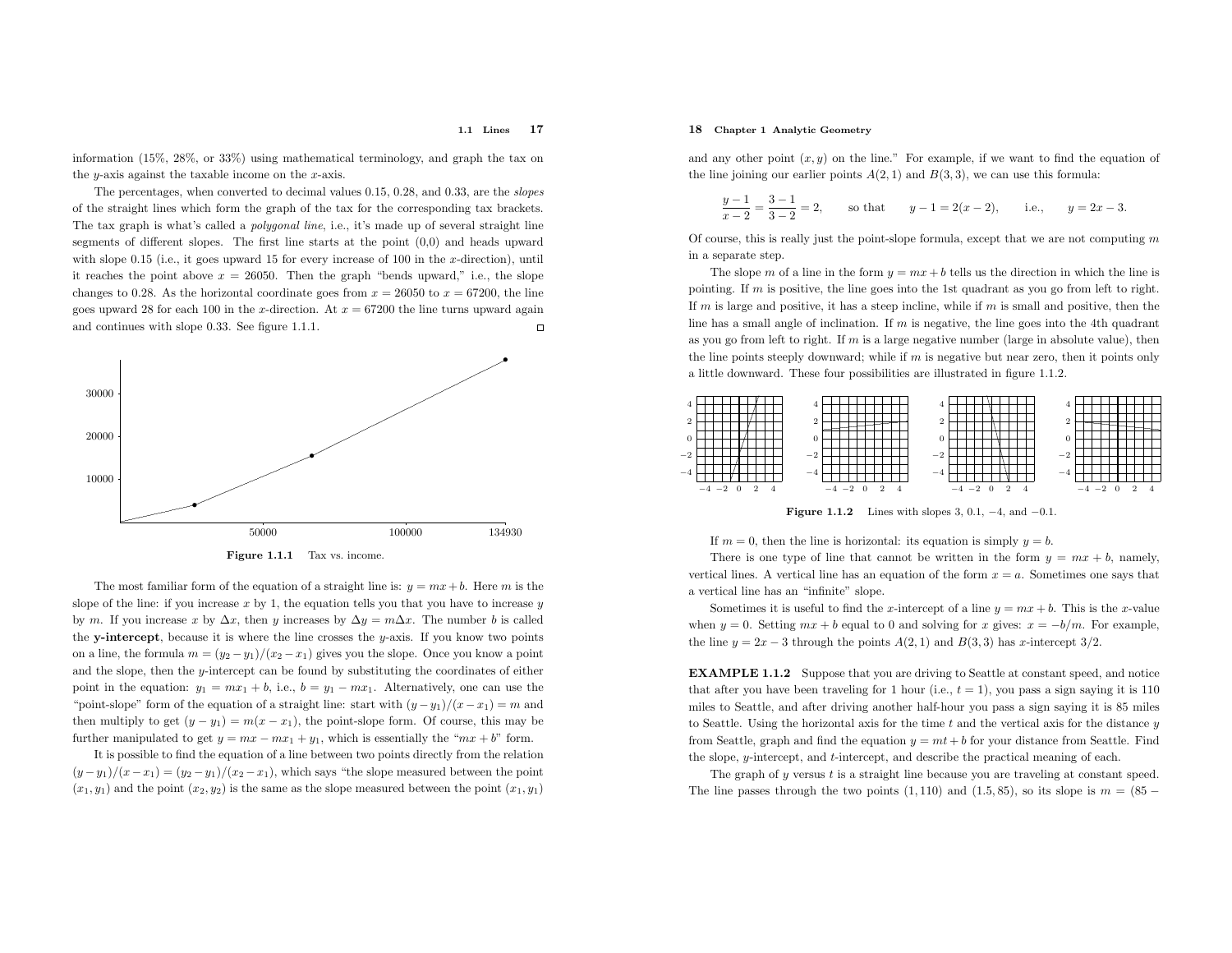information (15%, 28%, or 33%) using mathematical terminology, and graph the tax on the $y$-axis against the taxable income on the $x$-axis.

The percentages, when converted to decimal values 0.15, 0.28, and 0.33, are the *slopes* of the straight lines which form the graph of the tax for the corresponding tax brackets. The tax graph is what's called a *polygonal line*, i.e., it's made up of several straight line segments of different slopes. The first line starts at the point (0,0) and heads upward with slope 0.15 (i.e., it goes upward 15 for every increase of 100 in the $x$-direction), until it reaches the point above $x = 26050$. Then the graph "bends upward," i.e., the slope changes to 0.28. As the horizontal coordinate goes from $x = 26050$ to $x = 67200$, the line goes upward 28 for each 100 in the $x$-direction. At $x = 67200$ the line turns upward again and continues with slope 0.33. See figure 1.1.1. □

30000
20000
10000
50000
100000
134930

**Figure 1.1.1** Tax vs. income.

The most familiar form of the equation of a straight line is: $y = mx + b$. Here $m$ is the slope of the line: if you increase $x$ by 1, the equation tells you that you have to increase $y$ by $m$. If you increase $x$ by $\Delta x$, then $y$ increases by $\Delta y = m\Delta x$. The number $b$ is called the **y-intercept**, because it is where the line crosses the $y$-axis. If you know two points on a line, the formula $m = (y_2 - y_1)/(x_2 - x_1)$ gives you the slope. Once you know a point and the slope, then the $y$-intercept can be found by substituting the coordinates of either point in the equation: $y_1 = mx_1 + b$, i.e., $b = y_1 - mx_1$. Alternatively, one can use the "point-slope" form of the equation of a straight line: start with $(y - y_1)/(x - x_1) = m$ and then multiply to get $(y - y_1) = m(x - x_1)$, the point-slope form. Of course, this may be further manipulated to get $y = mx - mx_1 + y_1$, which is essentially the "$mx + b$" form.

It is possible to find the equation of a line between two points directly from the relation $(y - y_1)/(x - x_1) = (y_2 - y_1)/(x_2 - x_1)$, which says "the slope measured between the point $(x_1, y_1)$ and the point $(x_2, y_2)$ is the same as the slope measured between the point $(x_1, y_1)$ and any other point $(x, y)$ on the line." For example, if we want to find the equation of the line joining our earlier points $A(2, 1)$ and $B(3, 3)$, we can use this formula:

$$\frac{y-1}{x-2} = \frac{3-1}{3-2} = 2, \qquad \text{so that} \qquad y - 1 = 2(x - 2), \qquad \text{i.e.,} \qquad y = 2x - 3.$$

Of course, this is really just the point-slope formula, except that we are not computing $m$ in a separate step.

The slope $m$ of a line in the form $y = mx + b$ tells us the direction in which the line is pointing. If $m$ is positive, the line goes into the 1st quadrant as you go from left to right. If $m$ is large and positive, it has a steep incline, while if $m$ is small and positive, then the line has a small angle of inclination. If $m$ is negative, the line goes into the 4th quadrant as you go from left to right. If $m$ is a large negative number (large in absolute value), then the line points steeply downward; while if $m$ is negative but near zero, then it points only a little downward. These four possibilities are illustrated in figure 1.1.2.

4
2
0
−2
−4
−4 −2 0 2 4

**Figure 1.1.2** Lines with slopes 3, 0.1, −4, and −0.1.

If $m = 0$, then the line is horizontal: its equation is simply $y = b$.

There is one type of line that cannot be written in the form $y = mx + b$, namely, vertical lines. A vertical line has an equation of the form $x = a$. Sometimes one says that a vertical line has an "infinite" slope.

Sometimes it is useful to find the $x$-intercept of a line $y = mx + b$. This is the $x$-value when $y = 0$. Setting $mx + b$ equal to 0 and solving for $x$ gives: $x = -b/m$. For example, the line $y = 2x - 3$ through the points $A(2, 1)$ and $B(3, 3)$ has $x$-intercept $3/2$.

**EXAMPLE 1.1.2** Suppose that you are driving to Seattle at constant speed, and notice that after you have been traveling for 1 hour (i.e., $t = 1$), you pass a sign saying it is 110 miles to Seattle, and after driving another half-hour you pass a sign saying it is 85 miles to Seattle. Using the horizontal axis for the time $t$ and the vertical axis for the distance $y$ from Seattle, graph and find the equation $y = mt + b$ for your distance from Seattle. Find the slope, $y$-intercept, and $t$-intercept, and describe the practical meaning of each.

The graph of $y$ versus $t$ is a straight line because you are traveling at constant speed. The line passes through the two points $(1, 110)$ and $(1.5, 85)$, so its slope is $m = (85 -$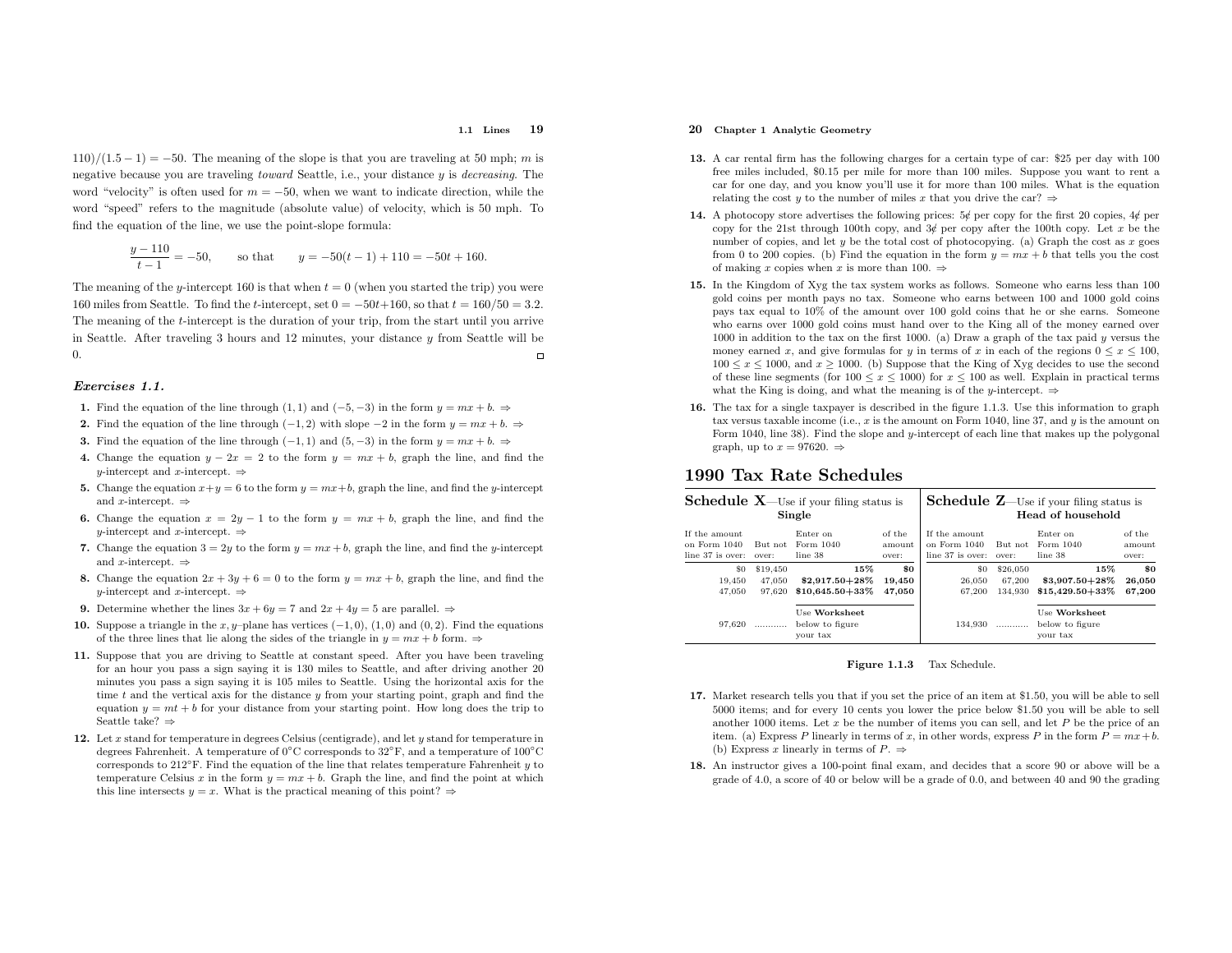$110)/(1.5-1) = -50$. The meaning of the slope is that you are traveling at 50 mph; $m$ is negative because you are traveling *toward* Seattle, i.e., your distance $y$ is *decreasing*. The word "velocity" is often used for $m = -50$, when we want to indicate direction, while the word "speed" refers to the magnitude (absolute value) of velocity, which is 50 mph. To find the equation of the line, we use the point-slope formula:

$$\frac{y-110}{t-1} = -50, \qquad \text{so that} \qquad y = -50(t-1) + 110 = -50t + 160.$$

The meaning of the $y$-intercept 160 is that when $t = 0$ (when you started the trip) you were 160 miles from Seattle. To find the $t$-intercept, set $0 = -50t + 160$, so that $t = 160/50 = 3.2$. The meaning of the $t$-intercept is the duration of your trip, from the start until you arrive in Seattle. After traveling 3 hours and 12 minutes, your distance $y$ from Seattle will be 0. □

### *Exercises 1.1.*

1. Find the equation of the line through $(1,1)$ and $(-5,-3)$ in the form $y = mx + b$. ⇒
2. Find the equation of the line through $(-1,2)$ with slope $-2$ in the form $y = mx + b$. ⇒
3. Find the equation of the line through $(-1,1)$ and $(5,-3)$ in the form $y = mx + b$. ⇒
4. Change the equation $y - 2x = 2$ to the form $y = mx + b$, graph the line, and find the $y$-intercept and $x$-intercept. ⇒
5. Change the equation $x + y = 6$ to the form $y = mx + b$, graph the line, and find the $y$-intercept and $x$-intercept. ⇒
6. Change the equation $x = 2y - 1$ to the form $y = mx + b$, graph the line, and find the $y$-intercept and $x$-intercept. ⇒
7. Change the equation $3 = 2y$ to the form $y = mx + b$, graph the line, and find the $y$-intercept and $x$-intercept. ⇒
8. Change the equation $2x + 3y + 6 = 0$ to the form $y = mx + b$, graph the line, and find the $y$-intercept and $x$-intercept. ⇒
9. Determine whether the lines $3x + 6y = 7$ and $2x + 4y = 5$ are parallel. ⇒
10. Suppose a triangle in the $x,y$–plane has vertices $(-1,0)$, $(1,0)$ and $(0,2)$. Find the equations of the three lines that lie along the sides of the triangle in $y = mx + b$ form. ⇒
11. Suppose that you are driving to Seattle at constant speed. After you have been traveling for an hour you pass a sign saying it is 130 miles to Seattle, and after driving another 20 minutes you pass a sign saying it is 105 miles to Seattle. Using the horizontal axis for the time $t$ and the vertical axis for the distance $y$ from your starting point, graph and find the equation $y = mt + b$ for your distance from your starting point. How long does the trip to Seattle take? ⇒
12. Let $x$ stand for temperature in degrees Celsius (centigrade), and let $y$ stand for temperature in degrees Fahrenheit. A temperature of $0^\circ$C corresponds to $32^\circ$F, and a temperature of $100^\circ$C corresponds to $212^\circ$F. Find the equation of the line that relates temperature Fahrenheit $y$ to temperature Celsius $x$ in the form $y = mx + b$. Graph the line, and find the point at which this line intersects $y = x$. What is the practical meaning of this point? ⇒
13. A car rental firm has the following charges for a certain type of car: \$25 per day with 100 free miles included, \$0.15 per mile for more than 100 miles. Suppose you want to rent a car for one day, and you know you'll use it for more than 100 miles. What is the equation relating the cost $y$ to the number of miles $x$ that you drive the car? ⇒
14. A photocopy store advertises the following prices: 5¢ per copy for the first 20 copies, 4¢ per copy for the 21st through 100th copy, and 3¢ per copy after the 100th copy. Let $x$ be the number of copies, and let $y$ be the total cost of photocopying. (a) Graph the cost as $x$ goes from 0 to 200 copies. (b) Find the equation in the form $y = mx + b$ that tells you the cost of making $x$ copies when $x$ is more than 100. ⇒
15. In the Kingdom of Xyg the tax system works as follows. Someone who earns less than 100 gold coins per month pays no tax. Someone who earns between 100 and 1000 gold coins pays tax equal to 10% of the amount over 100 gold coins that he or she earns. Someone who earns over 1000 gold coins must hand over to the King all of the money earned over 1000 in addition to the tax on the first 1000. (a) Draw a graph of the tax paid $y$ versus the money earned $x$, and give formulas for $y$ in terms of $x$ in each of the regions $0 \le x \le 100$, $100 \le x \le 1000$, and $x \ge 1000$. (b) Suppose that the King of Xyg decides to use the second of these line segments (for $100 \le x \le 1000$) for $x \le 100$ as well. Explain in practical terms what the King is doing, and what the meaning is of the $y$-intercept. ⇒
16. The tax for a single taxpayer is described in the figure 1.1.3. Use this information to graph tax versus taxable income (i.e., $x$ is the amount on Form 1040, line 37, and $y$ is the amount on Form 1040, line 38). Find the slope and $y$-intercept of each line that makes up the polygonal graph, up to $x = 97620$. ⇒

## 1990 Tax Rate Schedules

| **Schedule X**—Use if your filing status is **Single** | | | | **Schedule Z**—Use if your filing status is **Head of household** | | | |
|---|---|---|---|---|---|---|---|
| If the amount on Form 1040 line 37 is over: | But not over: | Enter on Form 1040 line 38 | of the amount over: | If the amount on Form 1040 line 37 is over: | But not over: | Enter on Form 1040 line 38 | of the amount over: |
| \$0 | \$19,450 | **15%** | **\$0** | \$0 | \$26,050 | **15%** | **\$0** |
| 19,450 | 47,050 | **\$2,917.50+28%** | **19,450** | 26,050 | 67,200 | **\$3,907.50+28%** | **26,050** |
| 47,050 | 97,620 | **\$10,645.50+33%** | **47,050** | 67,200 | 134,930 | **\$15,429.50+33%** | **67,200** |
| 97,620 | ........... | Use **Worksheet** below to figure your tax | | 134,930 | ........... | Use **Worksheet** below to figure your tax | |

**Figure 1.1.3** Tax Schedule.

17. Market research tells you that if you set the price of an item at \$1.50, you will be able to sell 5000 items; and for every 10 cents you lower the price below \$1.50 you will be able to sell another 1000 items. Let $x$ be the number of items you can sell, and let $P$ be the price of an item. (a) Express $P$ linearly in terms of $x$, in other words, express $P$ in the form $P = mx + b$. (b) Express $x$ linearly in terms of $P$. ⇒
18. An instructor gives a 100-point final exam, and decides that a score 90 or above will be a grade of 4.0, a score of 40 or below will be a grade of 0.0, and between 40 and 90 the grading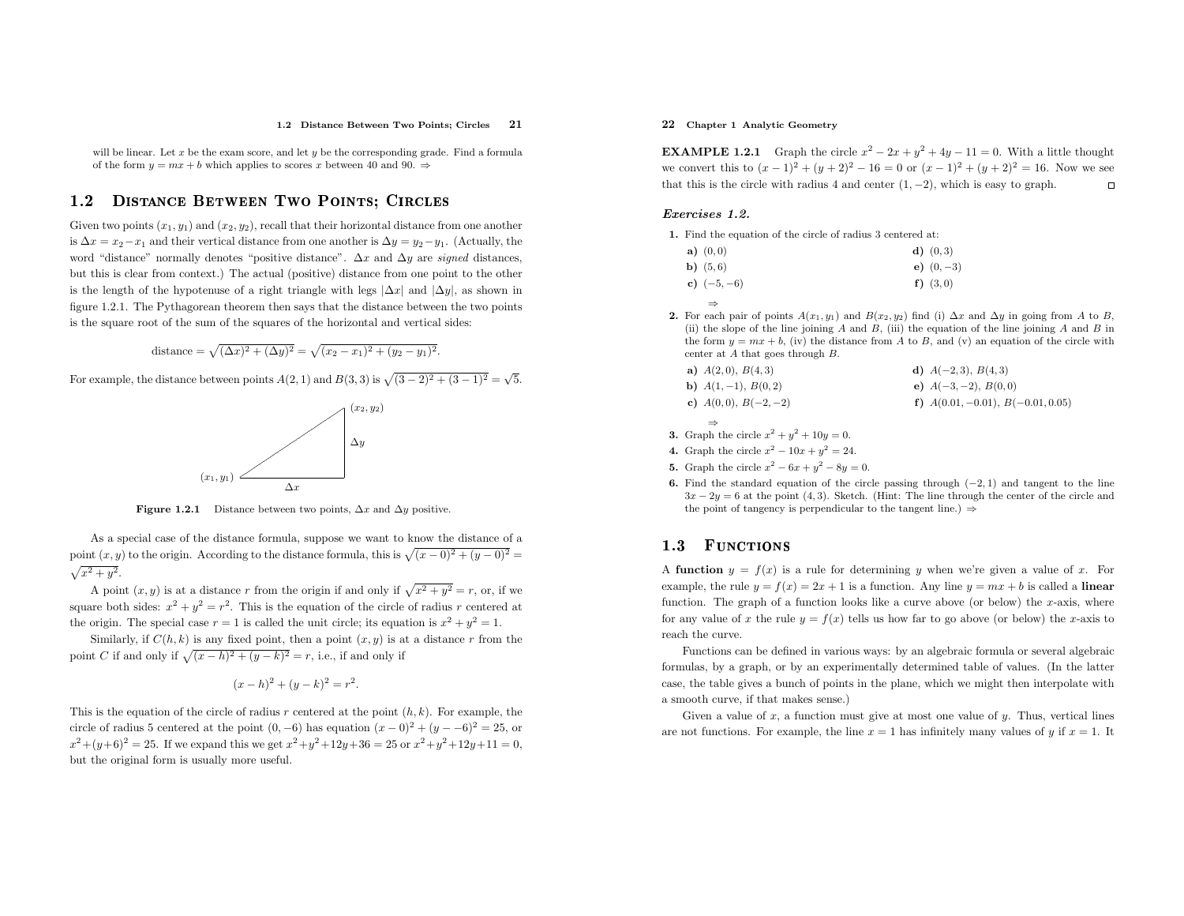will be linear. Let $x$ be the exam score, and let $y$ be the corresponding grade. Find a formula of the form $y = mx + b$ which applies to scores $x$ between 40 and 90. ⇒

## 1.2 Distance Between Two Points; Circles

Given two points $(x_1, y_1)$ and $(x_2, y_2)$, recall that their horizontal distance from one another is $\Delta x = x_2 - x_1$ and their vertical distance from one another is $\Delta y = y_2 - y_1$. (Actually, the word "distance" normally denotes "positive distance". $\Delta x$ and $\Delta y$ are *signed* distances, but this is clear from context.) The actual (positive) distance from one point to the other is the length of the hypotenuse of a right triangle with legs $|\Delta x|$ and $|\Delta y|$, as shown in figure 1.2.1. The Pythagorean theorem then says that the distance between the two points is the square root of the sum of the squares of the horizontal and vertical sides:

$$\text{distance} = \sqrt{(\Delta x)^2 + (\Delta y)^2} = \sqrt{(x_2 - x_1)^2 + (y_2 - y_1)^2}.$$

For example, the distance between points $A(2, 1)$ and $B(3, 3)$ is $\sqrt{(3-2)^2 + (3-1)^2} = \sqrt{5}$.

$(x_2, y_2)$

$\Delta y$

$(x_1, y_1)$

$\Delta x$

**Figure 1.2.1** Distance between two points, $\Delta x$ and $\Delta y$ positive.

As a special case of the distance formula, suppose we want to know the distance of a point $(x, y)$ to the origin. According to the distance formula, this is $\sqrt{(x-0)^2 + (y-0)^2} = \sqrt{x^2 + y^2}$.

A point $(x, y)$ is at a distance $r$ from the origin if and only if $\sqrt{x^2 + y^2} = r$, or, if we square both sides: $x^2 + y^2 = r^2$. This is the equation of the circle of radius $r$ centered at the origin. The special case $r = 1$ is called the unit circle; its equation is $x^2 + y^2 = 1$.

Similarly, if $C(h, k)$ is any fixed point, then a point $(x, y)$ is at a distance $r$ from the point $C$ if and only if $\sqrt{(x-h)^2 + (y-k)^2} = r$, i.e., if and only if

$$(x - h)^2 + (y - k)^2 = r^2.$$

This is the equation of the circle of radius $r$ centered at the point $(h, k)$. For example, the circle of radius 5 centered at the point $(0, -6)$ has equation $(x - 0)^2 + (y - -6)^2 = 25$, or $x^2 + (y+6)^2 = 25$. If we expand this we get $x^2 + y^2 + 12y + 36 = 25$ or $x^2 + y^2 + 12y + 11 = 0$, but the original form is usually more useful.

**EXAMPLE 1.2.1** Graph the circle $x^2 - 2x + y^2 + 4y - 11 = 0$. With a little thought we convert this to $(x-1)^2 + (y+2)^2 - 16 = 0$ or $(x-1)^2 + (y+2)^2 = 16$. Now we see that this is the circle with radius 4 and center $(1, -2)$, which is easy to graph. □

***Exercises 1.2.***

**1.** Find the equation of the circle of radius 3 centered at:

**a)** $(0, 0)$
**b)** $(5, 6)$
**c)** $(-5, -6)$
**d)** $(0, 3)$
**e)** $(0, -3)$
**f)** $(3, 0)$

⇒

**2.** For each pair of points $A(x_1, y_1)$ and $B(x_2, y_2)$ find (i) $\Delta x$ and $\Delta y$ in going from $A$ to $B$, (ii) the slope of the line joining $A$ and $B$, (iii) the equation of the line joining $A$ and $B$ in the form $y = mx + b$, (iv) the distance from $A$ to $B$, and (v) an equation of the circle with center at $A$ that goes through $B$.

**a)** $A(2, 0)$, $B(4, 3)$
**b)** $A(1, -1)$, $B(0, 2)$
**c)** $A(0, 0)$, $B(-2, -2)$
**d)** $A(-2, 3)$, $B(4, 3)$
**e)** $A(-3, -2)$, $B(0, 0)$
**f)** $A(0.01, -0.01)$, $B(-0.01, 0.05)$

⇒

**3.** Graph the circle $x^2 + y^2 + 10y = 0$.

**4.** Graph the circle $x^2 - 10x + y^2 = 24$.

**5.** Graph the circle $x^2 - 6x + y^2 - 8y = 0$.

**6.** Find the standard equation of the circle passing through $(-2, 1)$ and tangent to the line $3x - 2y = 6$ at the point $(4, 3)$. Sketch. (Hint: The line through the center of the circle and the point of tangency is perpendicular to the tangent line.) ⇒

## 1.3 Functions

A **function** $y = f(x)$ is a rule for determining $y$ when we're given a value of $x$. For example, the rule $y = f(x) = 2x + 1$ is a function. Any line $y = mx + b$ is called a **linear** function. The graph of a function looks like a curve above (or below) the $x$-axis, where for any value of $x$ the rule $y = f(x)$ tells us how far to go above (or below) the $x$-axis to reach the curve.

Functions can be defined in various ways: by an algebraic formula or several algebraic formulas, by a graph, or by an experimentally determined table of values. (In the latter case, the table gives a bunch of points in the plane, which we might then interpolate with a smooth curve, if that makes sense.)

Given a value of $x$, a function must give at most one value of $y$. Thus, vertical lines are not functions. For example, the line $x = 1$ has infinitely many values of $y$ if $x = 1$. It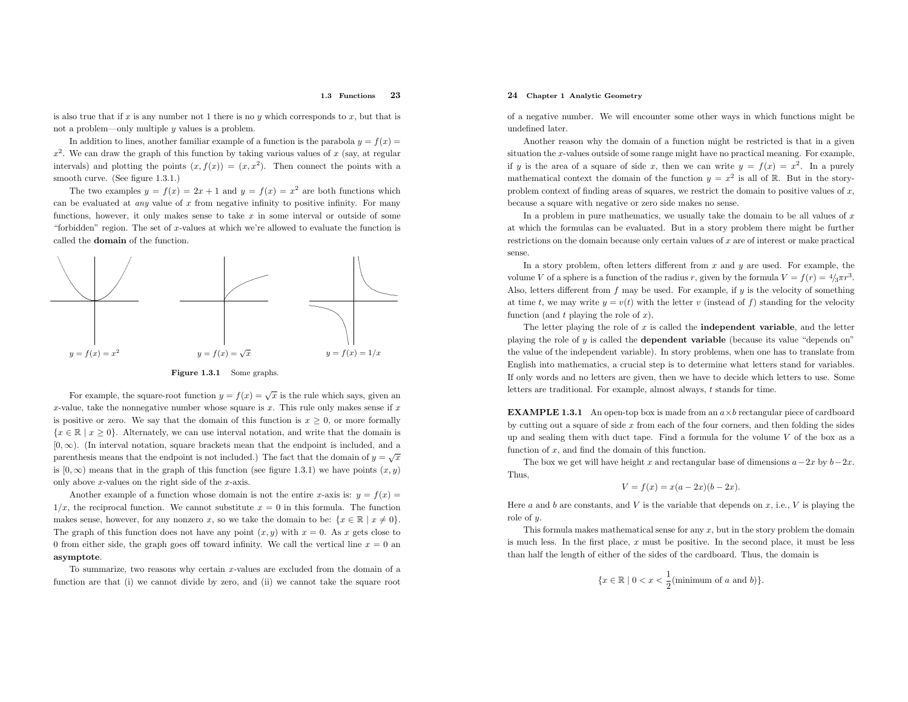is also true that if $x$ is any number not 1 there is no $y$ which corresponds to $x$, but that is not a problem—only multiple $y$ values is a problem.

In addition to lines, another familiar example of a function is the parabola $y = f(x) = x^2$. We can draw the graph of this function by taking various values of $x$ (say, at regular intervals) and plotting the points $(x, f(x)) = (x, x^2)$. Then connect the points with a smooth curve. (See figure 1.3.1.)

The two examples $y = f(x) = 2x + 1$ and $y = f(x) = x^2$ are both functions which can be evaluated at *any* value of $x$ from negative infinity to positive infinity. For many functions, however, it only makes sense to take $x$ in some interval or outside of some "forbidden" region. The set of $x$-values at which we're allowed to evaluate the function is called the **domain** of the function.

$y = f(x) = x^2$ $\quad$ $y = f(x) = \sqrt{x}$ $\quad$ $y = f(x) = 1/x$

**Figure 1.3.1** Some graphs.

For example, the square-root function $y = f(x) = \sqrt{x}$ is the rule which says, given an $x$-value, take the nonnegative number whose square is $x$. This rule only makes sense if $x$ is positive or zero. We say that the domain of this function is $x \geq 0$, or more formally $\{x \in \mathbb{R} \mid x \geq 0\}$. Alternately, we can use interval notation, and write that the domain is $[0, \infty)$. (In interval notation, square brackets mean that the endpoint is included, and a parenthesis means that the endpoint is not included.) The fact that the domain of $y = \sqrt{x}$ is $[0, \infty)$ means that in the graph of this function (see figure 1.3.1) we have points $(x, y)$ only above $x$-values on the right side of the $x$-axis.

Another example of a function whose domain is not the entire $x$-axis is: $y = f(x) = 1/x$, the reciprocal function. We cannot substitute $x = 0$ in this formula. The function makes sense, however, for any nonzero $x$, so we take the domain to be: $\{x \in \mathbb{R} \mid x \neq 0\}$. The graph of this function does not have any point $(x, y)$ with $x = 0$. As $x$ gets close to 0 from either side, the graph goes off toward infinity. We call the vertical line $x = 0$ an **asymptote**.

To summarize, two reasons why certain $x$-values are excluded from the domain of a function are that (i) we cannot divide by zero, and (ii) we cannot take the square root of a negative number. We will encounter some other ways in which functions might be undefined later.

Another reason why the domain of a function might be restricted is that in a given situation the $x$-values outside of some range might have no practical meaning. For example, if $y$ is the area of a square of side $x$, then we can write $y = f(x) = x^2$. In a purely mathematical context the domain of the function $y = x^2$ is all of $\mathbb{R}$. But in the story-problem context of finding areas of squares, we restrict the domain to positive values of $x$, because a square with negative or zero side makes no sense.

In a problem in pure mathematics, we usually take the domain to be all values of $x$ at which the formulas can be evaluated. But in a story problem there might be further restrictions on the domain because only certain values of $x$ are of interest or make practical sense.

In a story problem, often letters different from $x$ and $y$ are used. For example, the volume $V$ of a sphere is a function of the radius $r$, given by the formula $V = f(r) = {}^4\!/_3\pi r^3$. Also, letters different from $f$ may be used. For example, if $y$ is the velocity of something at time $t$, we may write $y = v(t)$ with the letter $v$ (instead of $f$) standing for the velocity function (and $t$ playing the role of $x$).

The letter playing the role of $x$ is called the **independent variable**, and the letter playing the role of $y$ is called the **dependent variable** (because its value "depends on" the value of the independent variable). In story problems, when one has to translate from English into mathematics, a crucial step is to determine what letters stand for variables. If only words and no letters are given, then we have to decide which letters to use. Some letters are traditional. For example, almost always, $t$ stands for time.

**EXAMPLE 1.3.1** An open-top box is made from an $a \times b$ rectangular piece of cardboard by cutting out a square of side $x$ from each of the four corners, and then folding the sides up and sealing them with duct tape. Find a formula for the volume $V$ of the box as a function of $x$, and find the domain of this function.

The box we get will have height $x$ and rectangular base of dimensions $a - 2x$ by $b - 2x$. Thus,

$$V = f(x) = x(a - 2x)(b - 2x).$$

Here $a$ and $b$ are constants, and $V$ is the variable that depends on $x$, i.e., $V$ is playing the role of $y$.

This formula makes mathematical sense for any $x$, but in the story problem the domain is much less. In the first place, $x$ must be positive. In the second place, it must be less than half the length of either of the sides of the cardboard. Thus, the domain is

$$\{x \in \mathbb{R} \mid 0 < x < \frac{1}{2}(\text{minimum of } a \text{ and } b)\}.$$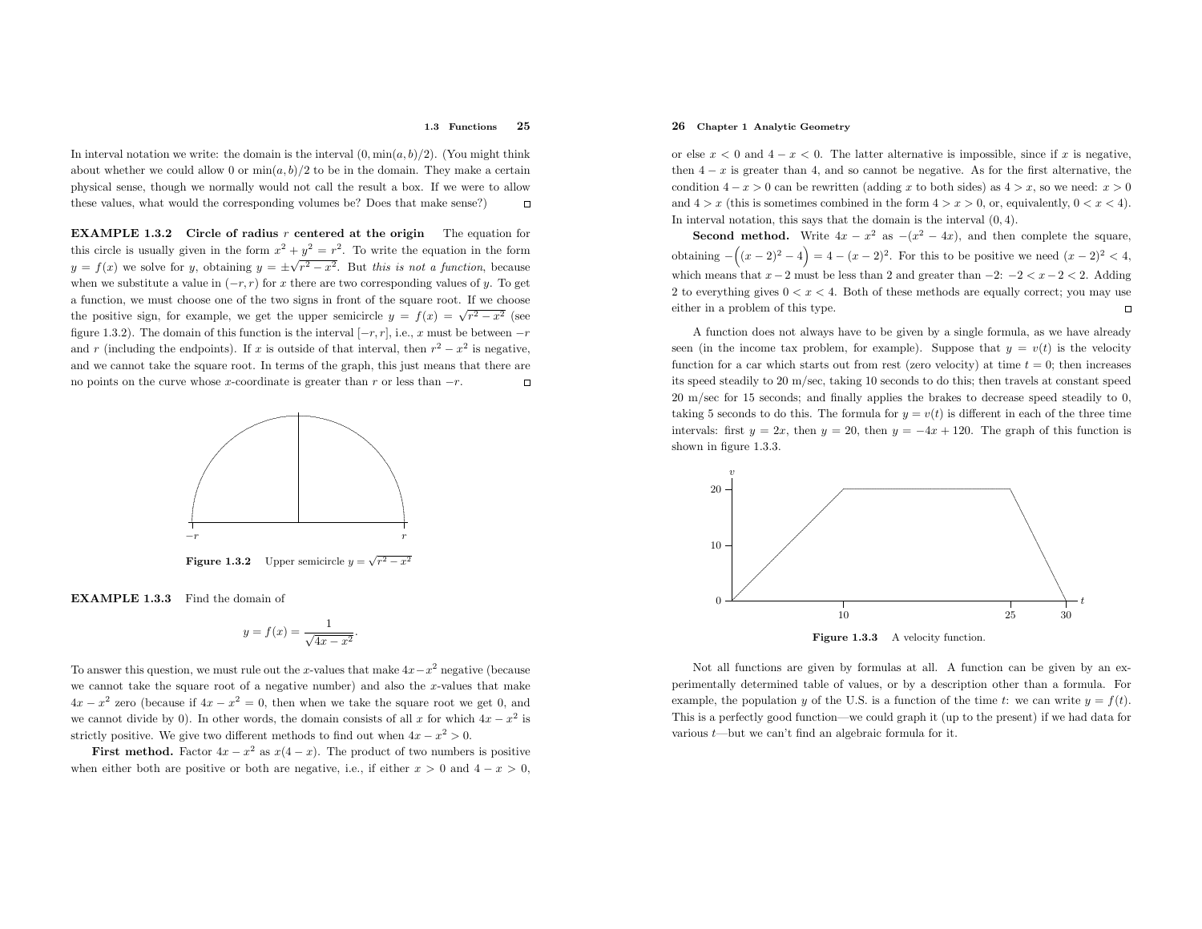In interval notation we write: the domain is the interval $(0, \min(a, b)/2)$. (You might think about whether we could allow 0 or $\min(a, b)/2$ to be in the domain. They make a certain physical sense, though we normally would not call the result a box. If we were to allow these values, what would the corresponding volumes be? Does that make sense?) □

**EXAMPLE 1.3.2 Circle of radius $r$ centered at the origin** The equation for this circle is usually given in the form $x^2 + y^2 = r^2$. To write the equation in the form $y = f(x)$ we solve for $y$, obtaining $y = \pm\sqrt{r^2 - x^2}$. But *this is not a function*, because when we substitute a value in $(-r, r)$ for $x$ there are two corresponding values of $y$. To get a function, we must choose one of the two signs in front of the square root. If we choose the positive sign, for example, we get the upper semicircle $y = f(x) = \sqrt{r^2 - x^2}$ (see figure 1.3.2). The domain of this function is the interval $[-r, r]$, i.e., $x$ must be between $-r$ and $r$ (including the endpoints). If $x$ is outside of that interval, then $r^2 - x^2$ is negative, and we cannot take the square root. In terms of the graph, this just means that there are no points on the curve whose $x$-coordinate is greater than $r$ or less than $-r$. □

$-r$

$r$

**Figure 1.3.2** Upper semicircle $y = \sqrt{r^2 - x^2}$

**EXAMPLE 1.3.3** Find the domain of

$$y = f(x) = \frac{1}{\sqrt{4x - x^2}}.$$

To answer this question, we must rule out the $x$-values that make $4x - x^2$ negative (because we cannot take the square root of a negative number) and also the $x$-values that make $4x - x^2$ zero (because if $4x - x^2 = 0$, then when we take the square root we get 0, and we cannot divide by 0). In other words, the domain consists of all $x$ for which $4x - x^2$ is strictly positive. We give two different methods to find out when $4x - x^2 > 0$.

**First method.** Factor $4x - x^2$ as $x(4 - x)$. The product of two numbers is positive when either both are positive or both are negative, i.e., if either $x > 0$ and $4 - x > 0$, or else $x < 0$ and $4 - x < 0$. The latter alternative is impossible, since if $x$ is negative, then $4 - x$ is greater than 4, and so cannot be negative. As for the first alternative, the condition $4 - x > 0$ can be rewritten (adding $x$ to both sides) as $4 > x$, so we need: $x > 0$ and $4 > x$ (this is sometimes combined in the form $4 > x > 0$, or, equivalently, $0 < x < 4$). In interval notation, this says that the domain is the interval $(0, 4)$.

**Second method.** Write $4x - x^2$ as $-(x^2 - 4x)$, and then complete the square, obtaining $-\Big((x - 2)^2 - 4\Big) = 4 - (x - 2)^2$. For this to be positive we need $(x - 2)^2 < 4$, which means that $x - 2$ must be less than 2 and greater than $-2$: $-2 < x - 2 < 2$. Adding 2 to everything gives $0 < x < 4$. Both of these methods are equally correct; you may use either in a problem of this type. □

A function does not always have to be given by a single formula, as we have already seen (in the income tax problem, for example). Suppose that $y = v(t)$ is the velocity function for a car which starts out from rest (zero velocity) at time $t = 0$; then increases its speed steadily to 20 m/sec, taking 10 seconds to do this; then travels at constant speed 20 m/sec for 15 seconds; and finally applies the brakes to decrease speed steadily to 0, taking 5 seconds to do this. The formula for $y = v(t)$ is different in each of the three time intervals: first $y = 2x$, then $y = 20$, then $y = -4x + 120$. The graph of this function is shown in figure 1.3.3.

$v$

20

10

0

10

25

30

$t$

**Figure 1.3.3** A velocity function.

Not all functions are given by formulas at all. A function can be given by an experimentally determined table of values, or by a description other than a formula. For example, the population $y$ of the U.S. is a function of the time $t$: we can write $y = f(t)$. This is a perfectly good function—we could graph it (up to the present) if we had data for various $t$—but we can't find an algebraic formula for it.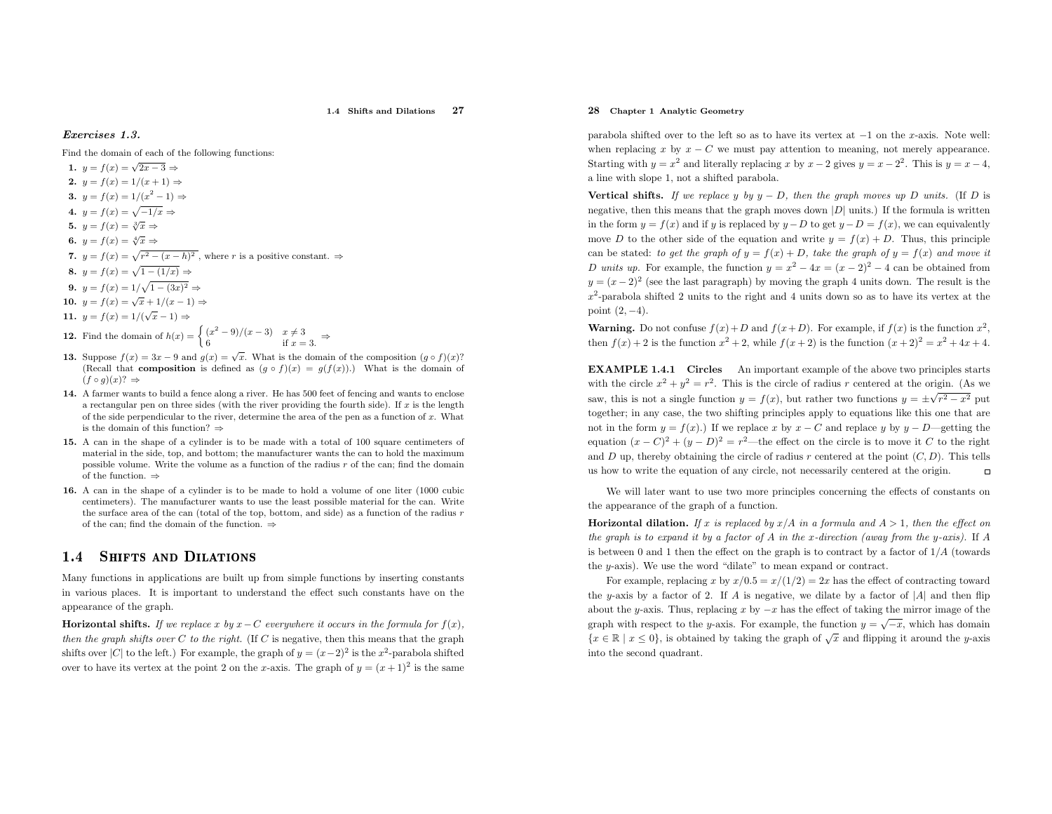### *Exercises 1.3.*

Find the domain of each of the following functions:

**1.** $y = f(x) = \sqrt{2x-3}$ ⇒

**2.** $y = f(x) = 1/(x+1)$ ⇒

**3.** $y = f(x) = 1/(x^2-1)$ ⇒

**4.** $y = f(x) = \sqrt{-1/x}$ ⇒

**5.** $y = f(x) = \sqrt[3]{x}$ ⇒

**6.** $y = f(x) = \sqrt[4]{x}$ ⇒

**7.** $y = f(x) = \sqrt{r^2-(x-h)^2}$, where $r$ is a positive constant. ⇒

**8.** $y = f(x) = \sqrt{1-(1/x)}$ ⇒

**9.** $y = f(x) = 1/\sqrt{1-(3x)^2}$ ⇒

**10.** $y = f(x) = \sqrt{x} + 1/(x-1)$ ⇒

**11.** $y = f(x) = 1/(\sqrt{x}-1)$ ⇒

**12.** Find the domain of $h(x) = \begin{cases} (x^2-9)/(x-3) & x \neq 3 \\ 6 & \text{if } x = 3. \end{cases}$ ⇒

**13.** Suppose $f(x) = 3x-9$ and $g(x) = \sqrt{x}$. What is the domain of the composition $(g \circ f)(x)$? (Recall that **composition** is defined as $(g \circ f)(x) = g(f(x))$.) What is the domain of $(f \circ g)(x)$? ⇒

**14.** A farmer wants to build a fence along a river. He has 500 feet of fencing and wants to enclose a rectangular pen on three sides (with the river providing the fourth side). If $x$ is the length of the side perpendicular to the river, determine the area of the pen as a function of $x$. What is the domain of this function? ⇒

**15.** A can in the shape of a cylinder is to be made with a total of 100 square centimeters of material in the side, top, and bottom; the manufacturer wants the can to hold the maximum possible volume. Write the volume as a function of the radius $r$ of the can; find the domain of the function. ⇒

**16.** A can in the shape of a cylinder is to be made to hold a volume of one liter (1000 cubic centimeters). The manufacturer wants to use the least possible material for the can. Write the surface area of the can (total of the top, bottom, and side) as a function of the radius $r$ of the can; find the domain of the function. ⇒

## 1.4 Shifts and Dilations

Many functions in applications are built up from simple functions by inserting constants in various places. It is important to understand the effect such constants have on the appearance of the graph.

**Horizontal shifts.** *If we replace $x$ by $x-C$ everywhere it occurs in the formula for $f(x)$, then the graph shifts over $C$ to the right.* (If $C$ is negative, then this means that the graph shifts over $|C|$ to the left.) For example, the graph of $y = (x-2)^2$ is the $x^2$-parabola shifted over to have its vertex at the point 2 on the $x$-axis. The graph of $y = (x+1)^2$ is the same parabola shifted over to the left so as to have its vertex at $-1$ on the $x$-axis. Note well: when replacing $x$ by $x-C$ we must pay attention to meaning, not merely appearance. Starting with $y = x^2$ and literally replacing $x$ by $x-2$ gives $y = x - 2^2$. This is $y = x-4$, a line with slope 1, not a shifted parabola.

**Vertical shifts.** *If we replace $y$ by $y-D$, then the graph moves up $D$ units.* (If $D$ is negative, then this means that the graph moves down $|D|$ units.) If the formula is written in the form $y = f(x)$ and if $y$ is replaced by $y-D$ to get $y-D = f(x)$, we can equivalently move $D$ to the other side of the equation and write $y = f(x)+D$. Thus, this principle can be stated: *to get the graph of $y = f(x)+D$, take the graph of $y = f(x)$ and move it $D$ units up.* For example, the function $y = x^2-4x = (x-2)^2-4$ can be obtained from $y = (x-2)^2$ (see the last paragraph) by moving the graph 4 units down. The result is the $x^2$-parabola shifted 2 units to the right and 4 units down so as to have its vertex at the point $(2,-4)$.

**Warning.** Do not confuse $f(x)+D$ and $f(x+D)$. For example, if $f(x)$ is the function $x^2$, then $f(x)+2$ is the function $x^2+2$, while $f(x+2)$ is the function $(x+2)^2 = x^2+4x+4$.

**EXAMPLE 1.4.1 Circles** An important example of the above two principles starts with the circle $x^2+y^2 = r^2$. This is the circle of radius $r$ centered at the origin. (As we saw, this is not a single function $y = f(x)$, but rather two functions $y = \pm\sqrt{r^2-x^2}$ put together; in any case, the two shifting principles apply to equations like this one that are not in the form $y = f(x)$.) If we replace $x$ by $x-C$ and replace $y$ by $y-D$—getting the equation $(x-C)^2+(y-D)^2 = r^2$—the effect on the circle is to move it $C$ to the right and $D$ up, thereby obtaining the circle of radius $r$ centered at the point $(C,D)$. This tells us how to write the equation of any circle, not necessarily centered at the origin. □

We will later want to use two more principles concerning the effects of constants on the appearance of the graph of a function.

**Horizontal dilation.** *If $x$ is replaced by $x/A$ in a formula and $A > 1$, then the effect on the graph is to expand it by a factor of $A$ in the $x$-direction (away from the $y$-axis).* If $A$ is between 0 and 1 then the effect on the graph is to contract by a factor of $1/A$ (towards the $y$-axis). We use the word "dilate" to mean expand or contract.

For example, replacing $x$ by $x/0.5 = x/(1/2) = 2x$ has the effect of contracting toward the $y$-axis by a factor of 2. If $A$ is negative, we dilate by a factor of $|A|$ and then flip about the $y$-axis. Thus, replacing $x$ by $-x$ has the effect of taking the mirror image of the graph with respect to the $y$-axis. For example, the function $y = \sqrt{-x}$, which has domain $\{x \in \mathbb{R} \mid x \leq 0\}$, is obtained by taking the graph of $\sqrt{x}$ and flipping it around the $y$-axis into the second quadrant.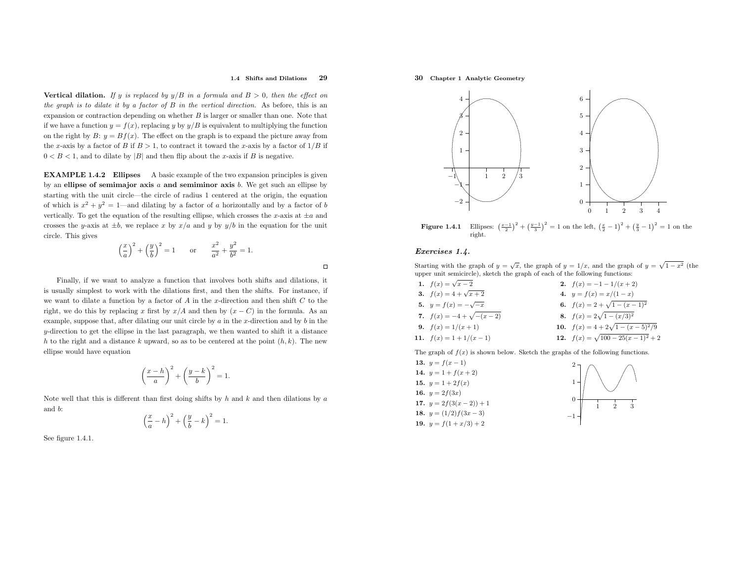**Vertical dilation.** *If $y$ is replaced by $y/B$ in a formula and $B > 0$, then the effect on the graph is to dilate it by a factor of $B$ in the vertical direction.* As before, this is an expansion or contraction depending on whether $B$ is larger or smaller than one. Note that if we have a function $y = f(x)$, replacing $y$ by $y/B$ is equivalent to multiplying the function on the right by $B$: $y = Bf(x)$. The effect on the graph is to expand the picture away from the $x$-axis by a factor of $B$ if $B > 1$, to contract it toward the $x$-axis by a factor of $1/B$ if $0 < B < 1$, and to dilate by $|B|$ and then flip about the $x$-axis if $B$ is negative.

**EXAMPLE 1.4.2 Ellipses** A basic example of the two expansion principles is given by an **ellipse of semimajor axis** $a$ **and semiminor axis** $b$. We get such an ellipse by starting with the unit circle—the circle of radius 1 centered at the origin, the equation of which is $x^2 + y^2 = 1$—and dilating by a factor of $a$ horizontally and by a factor of $b$ vertically. To get the equation of the resulting ellipse, which crosses the $x$-axis at $\pm a$ and crosses the $y$-axis at $\pm b$, we replace $x$ by $x/a$ and $y$ by $y/b$ in the equation for the unit circle. This gives

$$\left(\frac{x}{a}\right)^2 + \left(\frac{y}{b}\right)^2 = 1 \qquad \text{or} \qquad \frac{x^2}{a^2} + \frac{y^2}{b^2} = 1.$$

□

Finally, if we want to analyze a function that involves both shifts and dilations, it is usually simplest to work with the dilations first, and then the shifts. For instance, if we want to dilate a function by a factor of $A$ in the $x$-direction and then shift $C$ to the right, we do this by replacing $x$ first by $x/A$ and then by $(x - C)$ in the formula. As an example, suppose that, after dilating our unit circle by $a$ in the $x$-direction and by $b$ in the $y$-direction to get the ellipse in the last paragraph, we then wanted to shift it a distance $h$ to the right and a distance $k$ upward, so as to be centered at the point $(h, k)$. The new ellipse would have equation

$$\left(\frac{x-h}{a}\right)^2 + \left(\frac{y-k}{b}\right)^2 = 1.$$

Note well that this is different than first doing shifts by $h$ and $k$ and then dilations by $a$ and $b$:

$$\left(\frac{x}{a} - h\right)^2 + \left(\frac{y}{b} - k\right)^2 = 1.$$

See figure 1.4.1.

4
3
2
1
−1 1 2 3
−1
−2

6
5
4
3
2
1
0
0 1 2 3 4

**Figure 1.4.1** Ellipses: $\left(\frac{x-1}{2}\right)^2 + \left(\frac{y-1}{3}\right)^2 = 1$ on the left, $\left(\frac{x}{2} - 1\right)^2 + \left(\frac{y}{3} - 1\right)^2 = 1$ on the right.

### *Exercises 1.4.*

Starting with the graph of $y = \sqrt{x}$, the graph of $y = 1/x$, and the graph of $y = \sqrt{1 - x^2}$ (the upper unit semicircle), sketch the graph of each of the following functions:

**1.** $f(x) = \sqrt{x-2}$

**2.** $f(x) = -1 - 1/(x+2)$

**3.** $f(x) = 4 + \sqrt{x+2}$

**4.** $y = f(x) = x/(1-x)$

**5.** $y = f(x) = -\sqrt{-x}$

**6.** $f(x) = 2 + \sqrt{1 - (x-1)^2}$

**7.** $f(x) = -4 + \sqrt{-(x-2)}$

**8.** $f(x) = 2\sqrt{1 - (x/3)^2}$

**9.** $f(x) = 1/(x+1)$

**10.** $f(x) = 4 + 2\sqrt{1 - (x-5)^2/9}$

**11.** $f(x) = 1 + 1/(x-1)$

**12.** $f(x) = \sqrt{100 - 25(x-1)^2} + 2$

The graph of $f(x)$ is shown below. Sketch the graphs of the following functions.

**13.** $y = f(x-1)$

**14.** $y = 1 + f(x+2)$

**15.** $y = 1 + 2f(x)$

**16.** $y = 2f(3x)$

**17.** $y = 2f(3(x-2)) + 1$

**18.** $y = (1/2)f(3x - 3)$

**19.** $y = f(1 + x/3) + 2$

2
1
0
−1
1 2 3